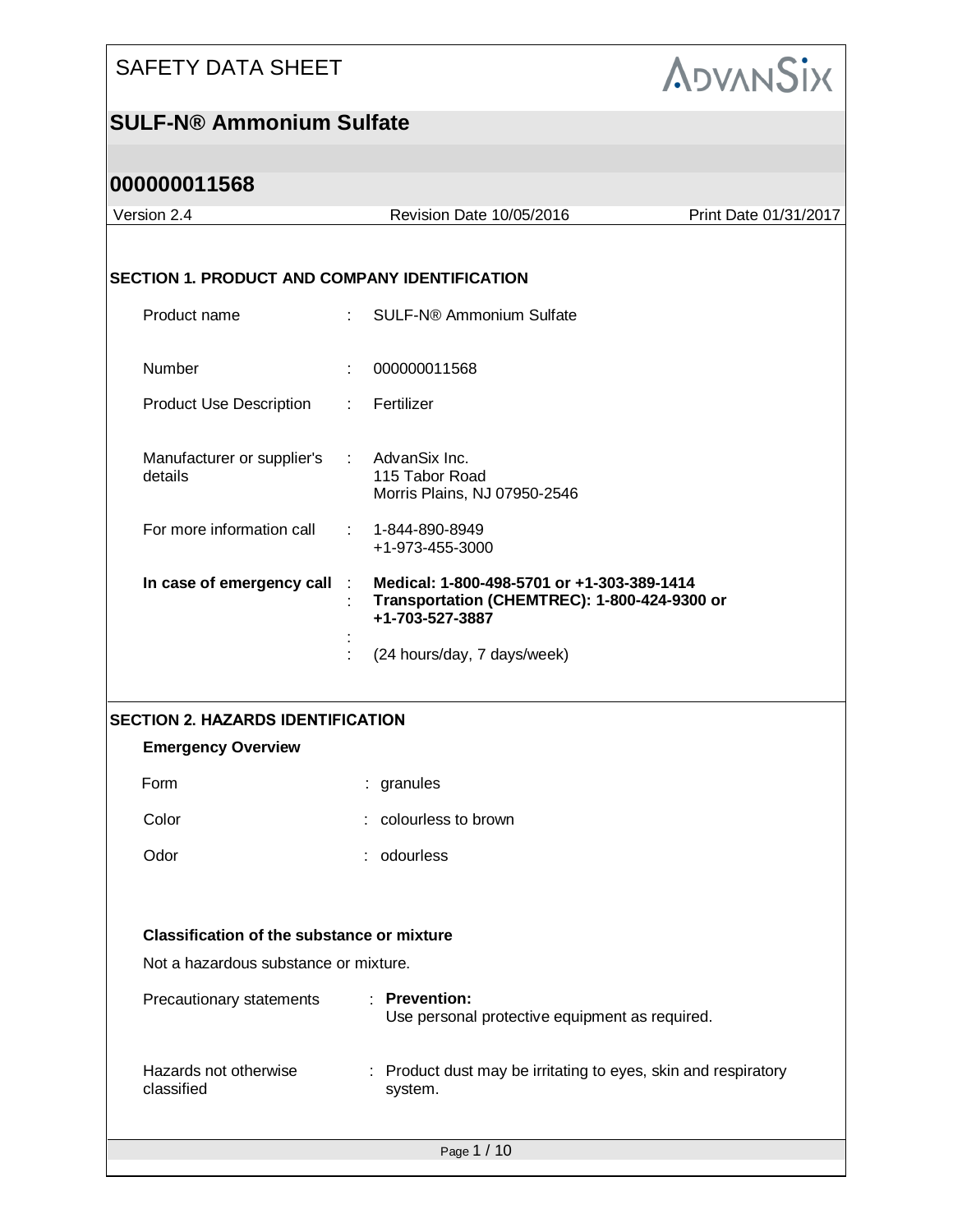# SAFETY DATA SHEET

## SULF-N® Ammonium Sulfate

## 000000011568

| Version 2.4 | Revision Date 10/05/2016 | Print Date 01/31/2017 |
|---|---|---|

### SECTION 1. PRODUCT AND COMPANY IDENTIFICATION

| | | |
|---|---|---|
| Product name | : | SULF-N® Ammonium Sulfate |
| Number | : | 000000011568 |
| Product Use Description | : | Fertilizer |
| Manufacturer or supplier's details | : | AdvanSix Inc.<br>115 Tabor Road<br>Morris Plains, NJ 07950-2546 |
| For more information call | : | 1-844-890-8949<br>+1-973-455-3000 |
| **In case of emergency call** | : | **Medical: 1-800-498-5701 or +1-303-389-1414** |
| | : | **Transportation (CHEMTREC): 1-800-424-9300 or +1-703-527-3887** |
| | : | |
| | : | (24 hours/day, 7 days/week) |

### SECTION 2. HAZARDS IDENTIFICATION

**Emergency Overview**

| | | |
|---|---|---|
| Form | : | granules |
| Color | : | colourless to brown |
| Odor | : | odourless |

**Classification of the substance or mixture**

Not a hazardous substance or mixture.

| | | |
|---|---|---|
| Precautionary statements | : | **Prevention:**<br>Use personal protective equipment as required. |
| Hazards not otherwise classified | : | Product dust may be irritating to eyes, skin and respiratory system. |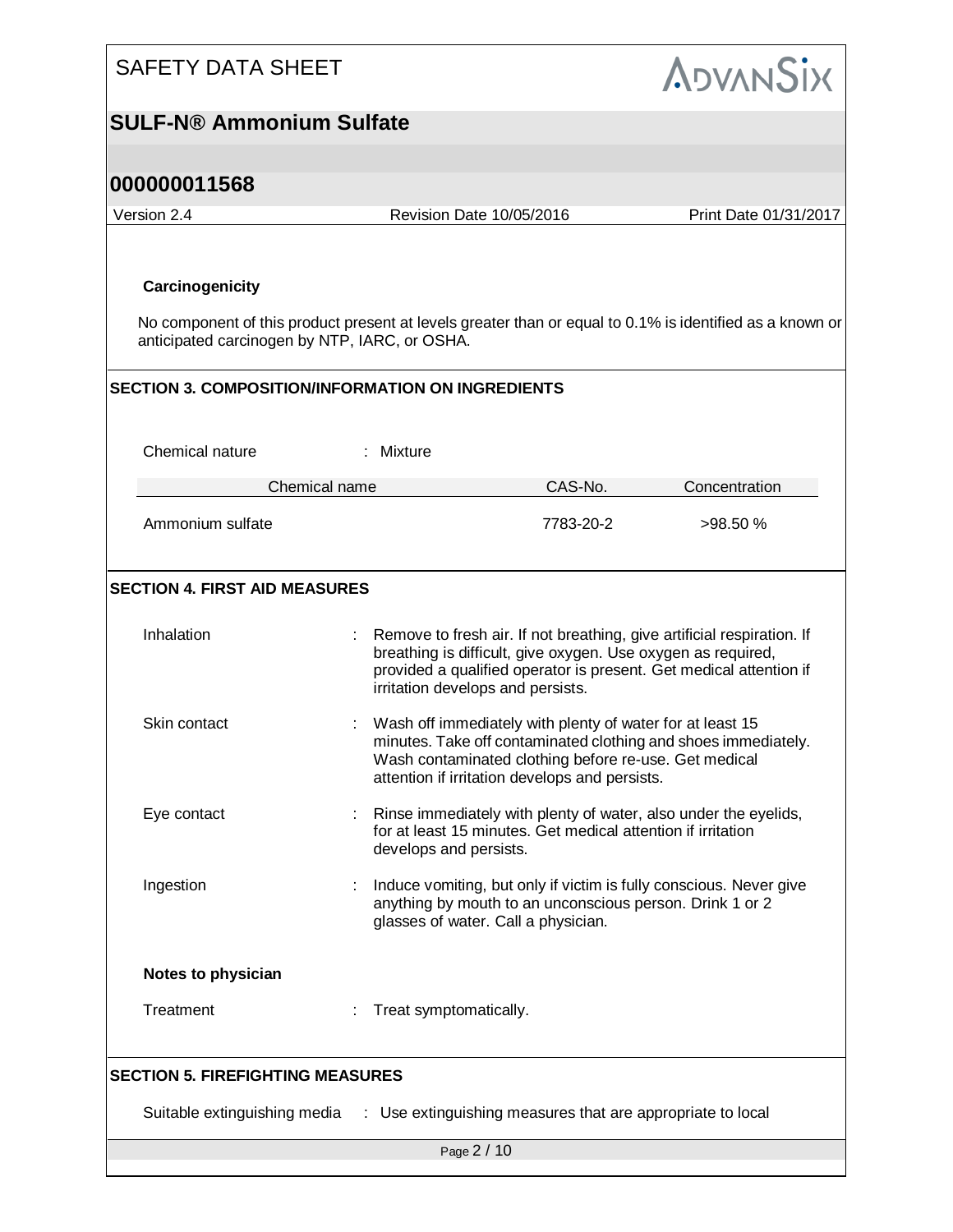**Carcinogenicity**

No component of this product present at levels greater than or equal to 0.1% is identified as a known or anticipated carcinogen by NTP, IARC, or OSHA.

## SECTION 3. COMPOSITION/INFORMATION ON INGREDIENTS

Chemical nature : Mixture

| Chemical name | CAS-No. | Concentration |
|---|---|---|
| Ammonium sulfate | 7783-20-2 | >98.50 % |

## SECTION 4. FIRST AID MEASURES

Inhalation : Remove to fresh air. If not breathing, give artificial respiration. If breathing is difficult, give oxygen. Use oxygen as required, provided a qualified operator is present. Get medical attention if irritation develops and persists.

Skin contact : Wash off immediately with plenty of water for at least 15 minutes. Take off contaminated clothing and shoes immediately. Wash contaminated clothing before re-use. Get medical attention if irritation develops and persists.

Eye contact : Rinse immediately with plenty of water, also under the eyelids, for at least 15 minutes. Get medical attention if irritation develops and persists.

Ingestion : Induce vomiting, but only if victim is fully conscious. Never give anything by mouth to an unconscious person. Drink 1 or 2 glasses of water. Call a physician.

**Notes to physician**

Treatment : Treat symptomatically.

## SECTION 5. FIREFIGHTING MEASURES

Suitable extinguishing media : Use extinguishing measures that are appropriate to local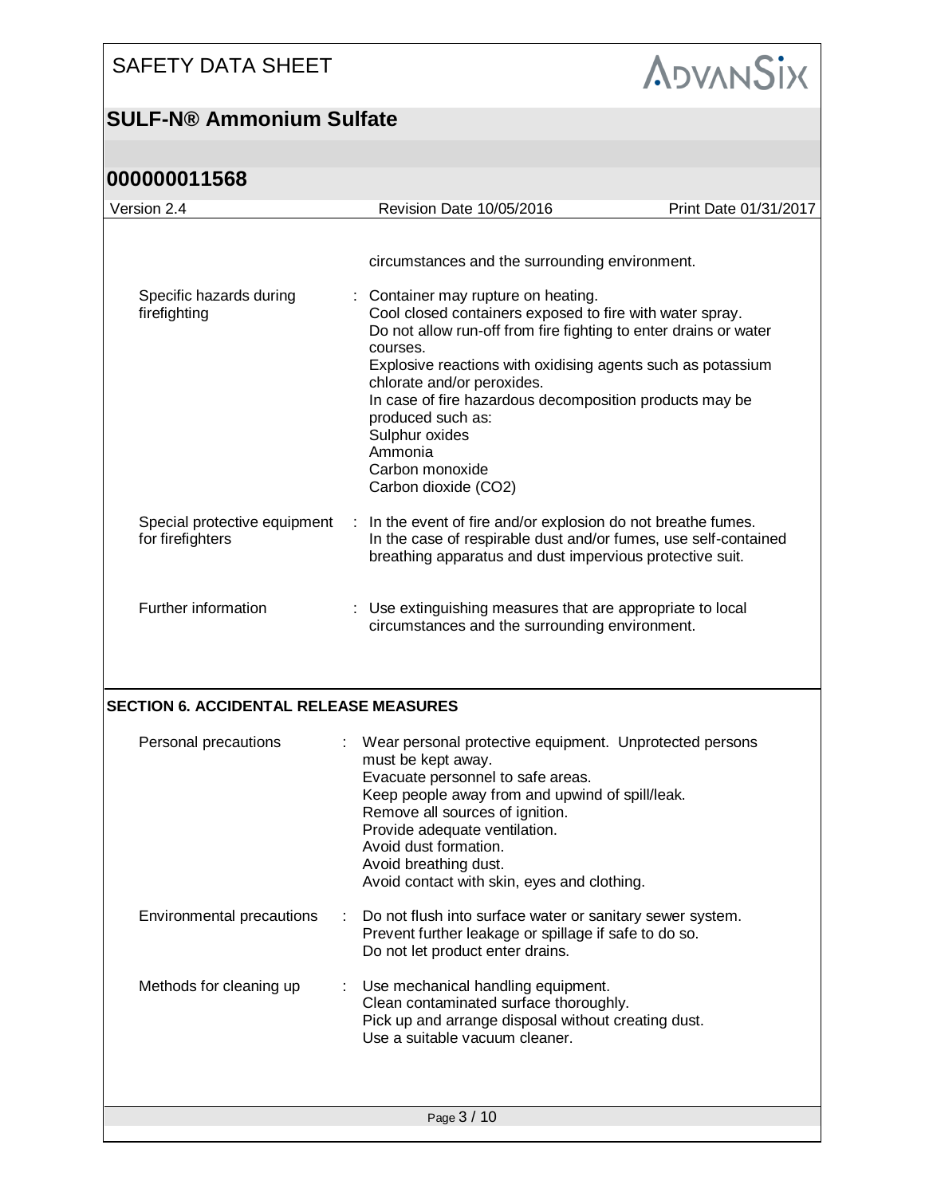| | |
|---|---|
| | circumstances and the surrounding environment. |
| Specific hazards during firefighting | : Container may rupture on heating.<br>Cool closed containers exposed to fire with water spray.<br>Do not allow run-off from fire fighting to enter drains or water courses.<br>Explosive reactions with oxidising agents such as potassium chlorate and/or peroxides.<br>In case of fire hazardous decomposition products may be produced such as:<br>Sulphur oxides<br>Ammonia<br>Carbon monoxide<br>Carbon dioxide ($CO_2$) |
| Special protective equipment for firefighters | : In the event of fire and/or explosion do not breathe fumes.<br>In the case of respirable dust and/or fumes, use self-contained breathing apparatus and dust impervious protective suit. |
| Further information | : Use extinguishing measures that are appropriate to local circumstances and the surrounding environment. |

## SECTION 6. ACCIDENTAL RELEASE MEASURES

| | |
|---|---|
| Personal precautions | : Wear personal protective equipment. Unprotected persons must be kept away.<br>Evacuate personnel to safe areas.<br>Keep people away from and upwind of spill/leak.<br>Remove all sources of ignition.<br>Provide adequate ventilation.<br>Avoid dust formation.<br>Avoid breathing dust.<br>Avoid contact with skin, eyes and clothing. |
| Environmental precautions | : Do not flush into surface water or sanitary sewer system.<br>Prevent further leakage or spillage if safe to do so.<br>Do not let product enter drains. |
| Methods for cleaning up | : Use mechanical handling equipment.<br>Clean contaminated surface thoroughly.<br>Pick up and arrange disposal without creating dust.<br>Use a suitable vacuum cleaner. |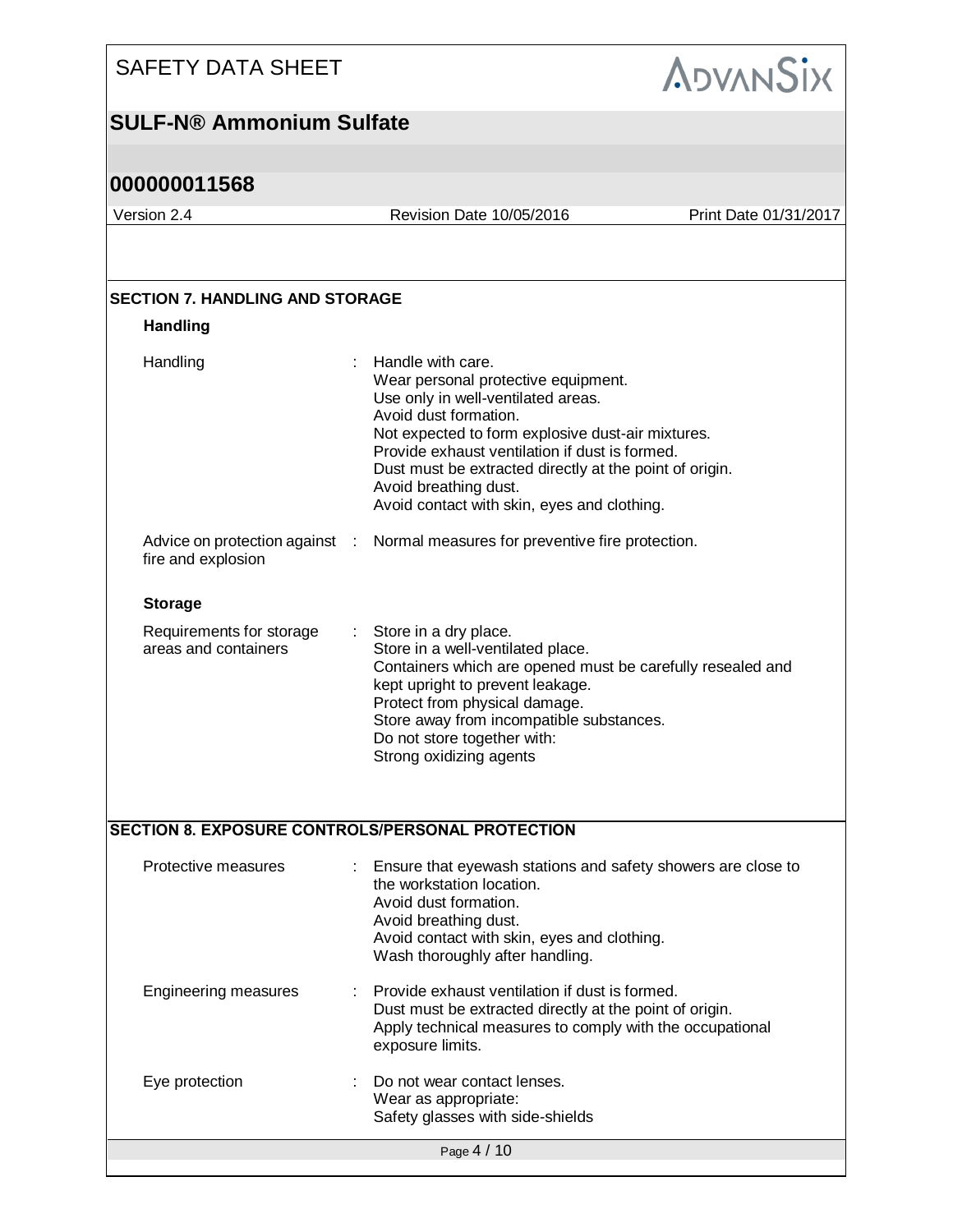## SECTION 7. HANDLING AND STORAGE

### Handling

| | |
|---|---|
| Handling | Handle with care.<br>Wear personal protective equipment.<br>Use only in well-ventilated areas.<br>Avoid dust formation.<br>Not expected to form explosive dust-air mixtures.<br>Provide exhaust ventilation if dust is formed.<br>Dust must be extracted directly at the point of origin.<br>Avoid breathing dust.<br>Avoid contact with skin, eyes and clothing. |
| Advice on protection against fire and explosion | Normal measures for preventive fire protection. |

### Storage

| | |
|---|---|
| Requirements for storage areas and containers | Store in a dry place.<br>Store in a well-ventilated place.<br>Containers which are opened must be carefully resealed and kept upright to prevent leakage.<br>Protect from physical damage.<br>Store away from incompatible substances.<br>Do not store together with:<br>Strong oxidizing agents |

## SECTION 8. EXPOSURE CONTROLS/PERSONAL PROTECTION

| | |
|---|---|
| Protective measures | Ensure that eyewash stations and safety showers are close to the workstation location.<br>Avoid dust formation.<br>Avoid breathing dust.<br>Avoid contact with skin, eyes and clothing.<br>Wash thoroughly after handling. |
| Engineering measures | Provide exhaust ventilation if dust is formed.<br>Dust must be extracted directly at the point of origin.<br>Apply technical measures to comply with the occupational exposure limits. |
| Eye protection | Do not wear contact lenses.<br>Wear as appropriate:<br>Safety glasses with side-shields |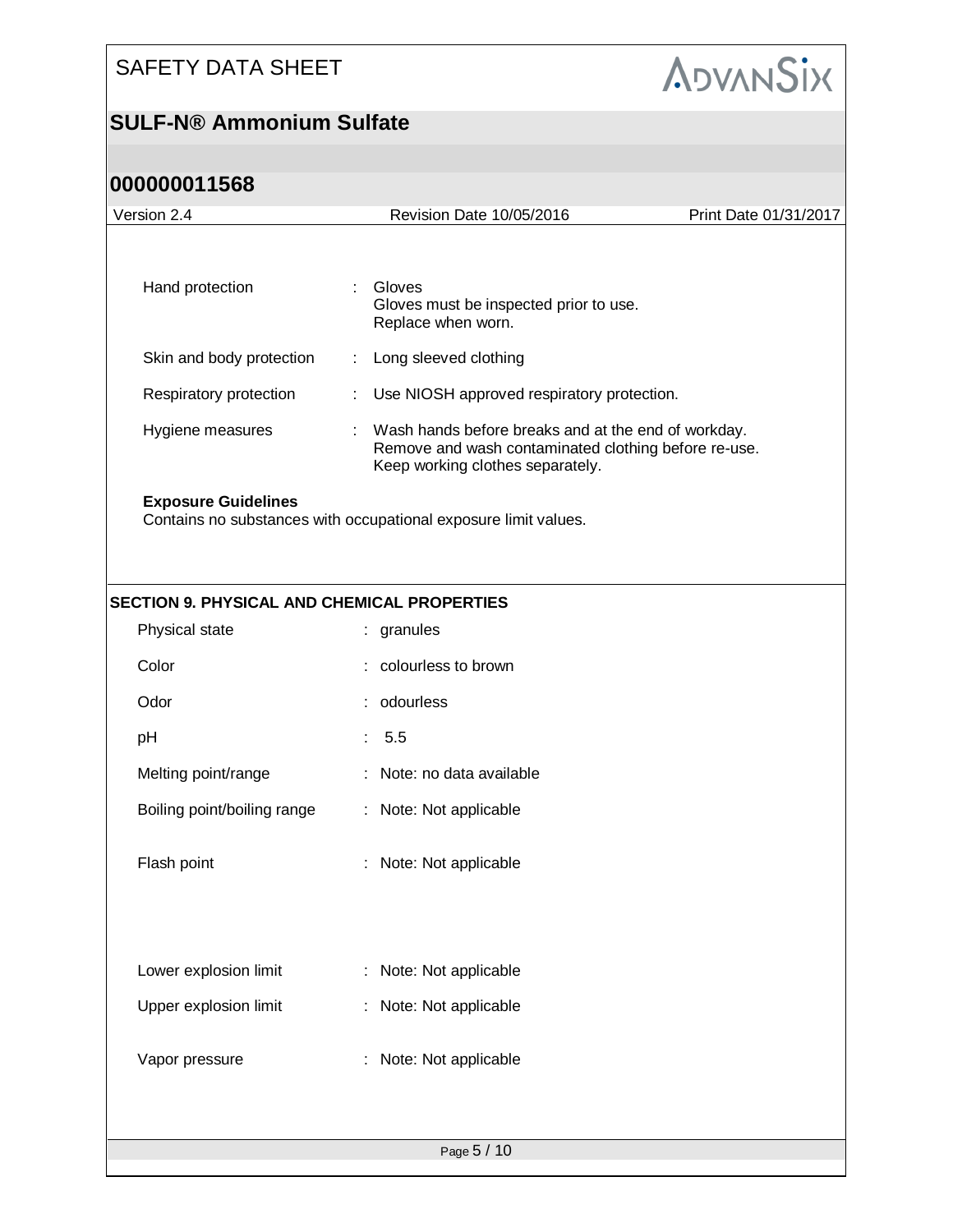| | | |
|---|---|---|
| Hand protection | : | Gloves<br>Gloves must be inspected prior to use.<br>Replace when worn. |
| Skin and body protection | : | Long sleeved clothing |
| Respiratory protection | : | Use NIOSH approved respiratory protection. |
| Hygiene measures | : | Wash hands before breaks and at the end of workday.<br>Remove and wash contaminated clothing before re-use.<br>Keep working clothes separately. |

**Exposure Guidelines**

Contains no substances with occupational exposure limit values.

## SECTION 9. PHYSICAL AND CHEMICAL PROPERTIES

| | | |
|---|---|---|
| Physical state | : | granules |
| Color | : | colourless to brown |
| Odor | : | odourless |
| pH | : | 5.5 |
| Melting point/range | : | Note: no data available |
| Boiling point/boiling range | : | Note: Not applicable |
| Flash point | : | Note: Not applicable |
| Lower explosion limit | : | Note: Not applicable |
| Upper explosion limit | : | Note: Not applicable |
| Vapor pressure | : | Note: Not applicable |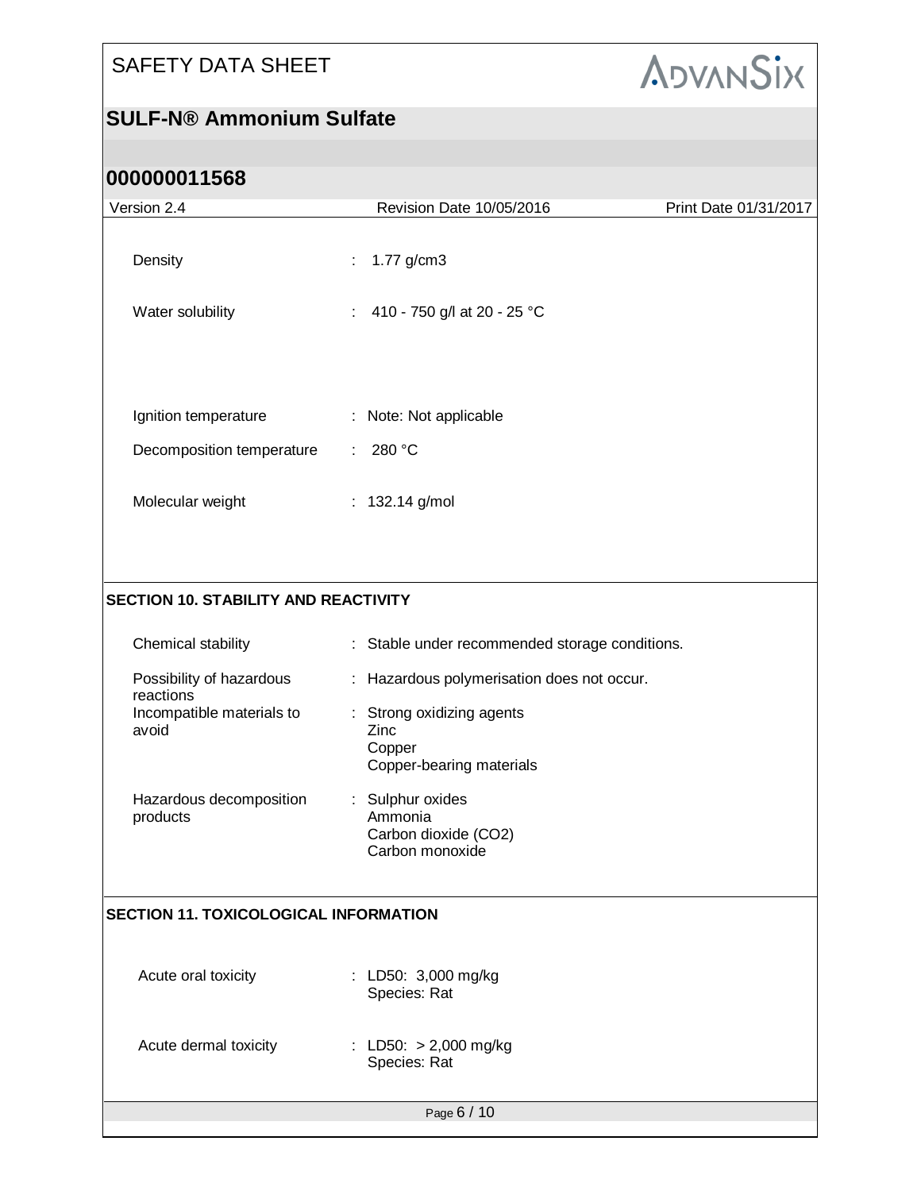| | |
|---|---|
| Density | : 1.77 g/cm3 |
| Water solubility | : 410 - 750 g/l at 20 - 25 °C |
| Ignition temperature | : Note: Not applicable |
| Decomposition temperature | : 280 °C |
| Molecular weight | : 132.14 g/mol |

## SECTION 10. STABILITY AND REACTIVITY

| | |
|---|---|
| Chemical stability | : Stable under recommended storage conditions. |
| Possibility of hazardous reactions | : Hazardous polymerisation does not occur. |
| Incompatible materials to avoid | : Strong oxidizing agents<br>Zinc<br>Copper<br>Copper-bearing materials |
| Hazardous decomposition products | : Sulphur oxides<br>Ammonia<br>Carbon dioxide ($CO_2$)<br>Carbon monoxide |

## SECTION 11. TOXICOLOGICAL INFORMATION

| | |
|---|---|
| Acute oral toxicity | : LD50: 3,000 mg/kg<br>Species: Rat |
| Acute dermal toxicity | : LD50: > 2,000 mg/kg<br>Species: Rat |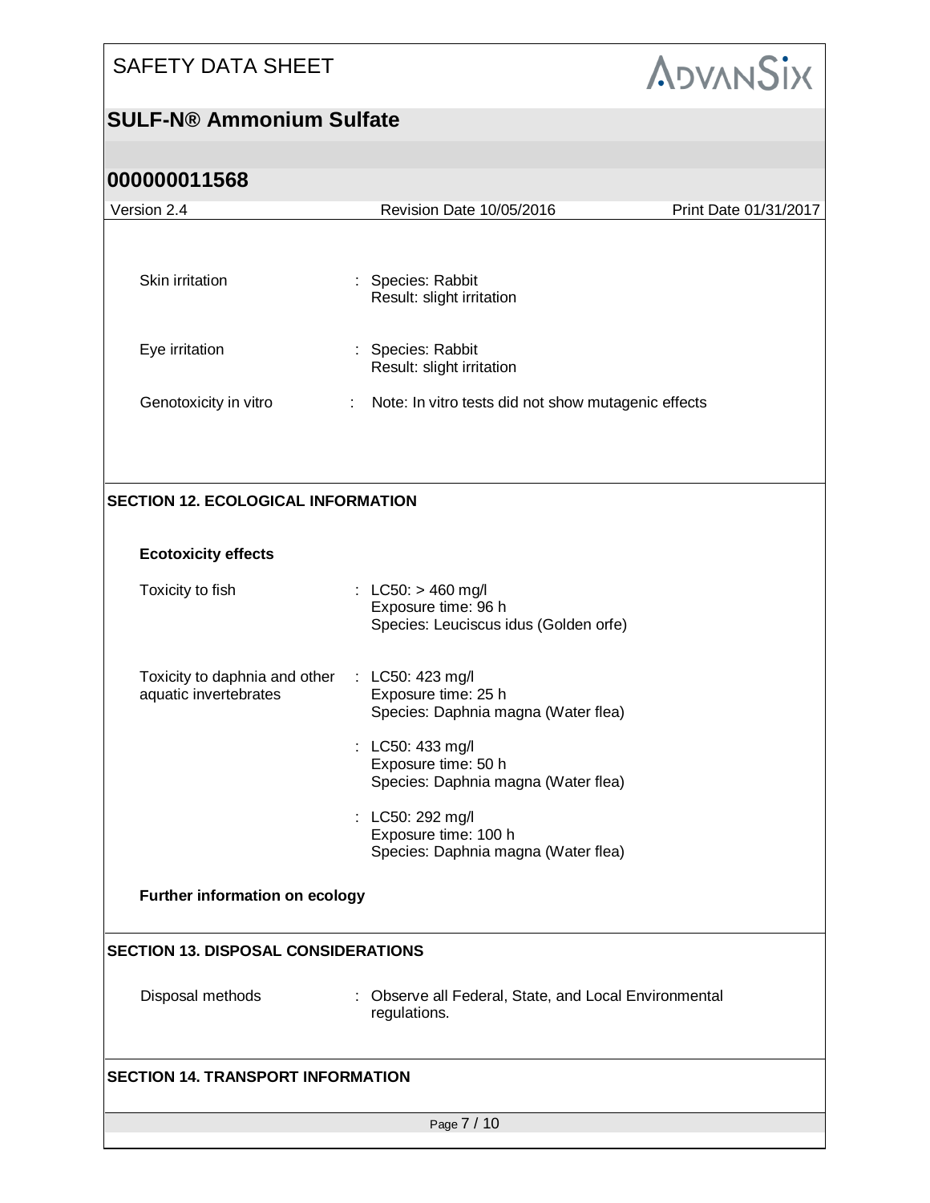Skin irritation : Species: Rabbit
Result: slight irritation

Eye irritation : Species: Rabbit
Result: slight irritation

Genotoxicity in vitro : Note: In vitro tests did not show mutagenic effects

## SECTION 12. ECOLOGICAL INFORMATION

**Ecotoxicity effects**

Toxicity to fish : LC50: > 460 mg/l
Exposure time: 96 h
Species: Leuciscus idus (Golden orfe)

Toxicity to daphnia and other aquatic invertebrates : LC50: 423 mg/l
Exposure time: 25 h
Species: Daphnia magna (Water flea)

: LC50: 433 mg/l
Exposure time: 50 h
Species: Daphnia magna (Water flea)

: LC50: 292 mg/l
Exposure time: 100 h
Species: Daphnia magna (Water flea)

**Further information on ecology**

## SECTION 13. DISPOSAL CONSIDERATIONS

Disposal methods : Observe all Federal, State, and Local Environmental regulations.

## SECTION 14. TRANSPORT INFORMATION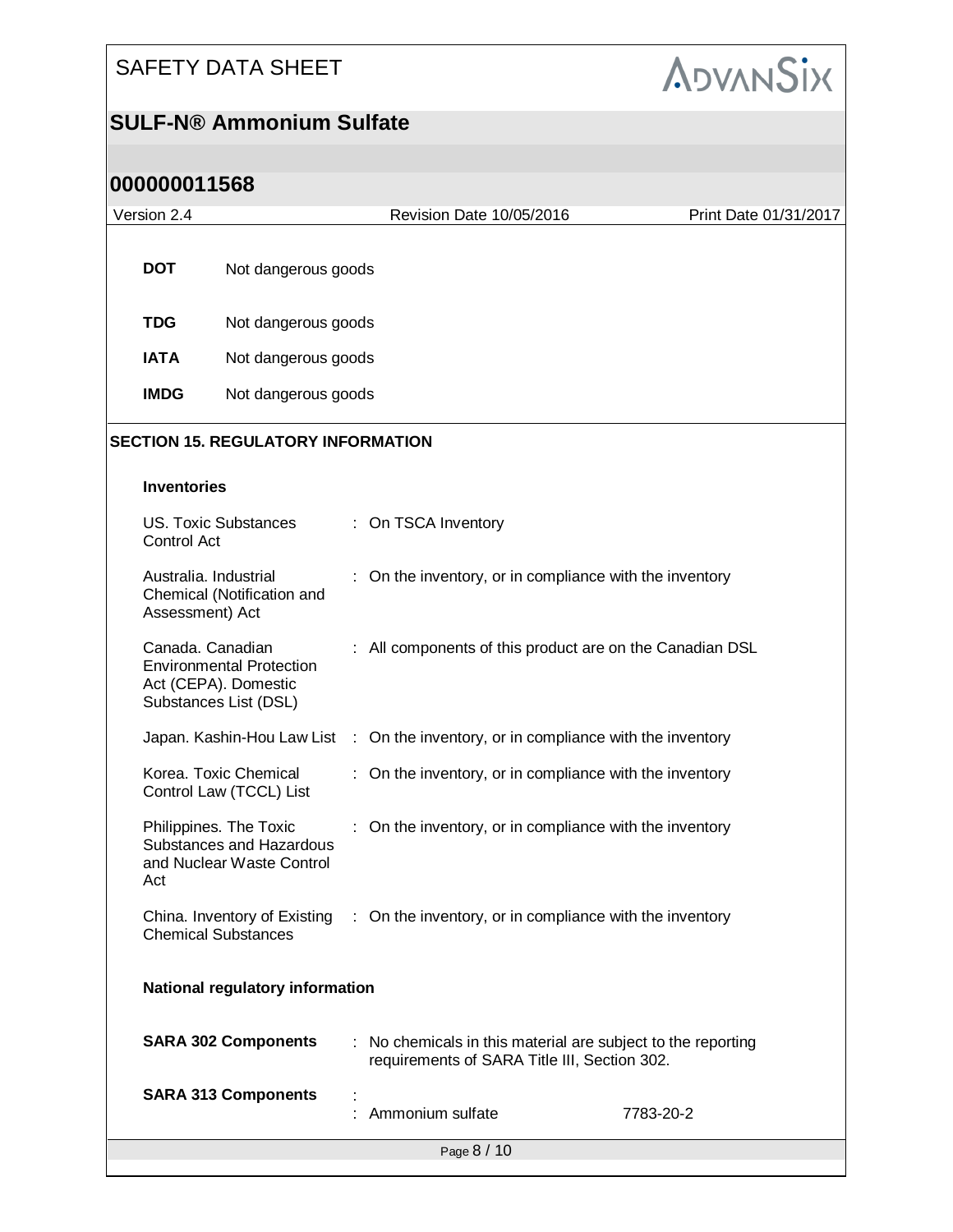**DOT** Not dangerous goods

**TDG** Not dangerous goods

**IATA** Not dangerous goods

**IMDG** Not dangerous goods

## SECTION 15. REGULATORY INFORMATION

### Inventories

| | |
|---|---|
| US. Toxic Substances Control Act | : On TSCA Inventory |
| Australia. Industrial Chemical (Notification and Assessment) Act | : On the inventory, or in compliance with the inventory |
| Canada. Canadian Environmental Protection Act (CEPA). Domestic Substances List (DSL) | : All components of this product are on the Canadian DSL |
| Japan. Kashin-Hou Law List | : On the inventory, or in compliance with the inventory |
| Korea. Toxic Chemical Control Law (TCCL) List | : On the inventory, or in compliance with the inventory |
| Philippines. The Toxic Substances and Hazardous and Nuclear Waste Control Act | : On the inventory, or in compliance with the inventory |
| China. Inventory of Existing Chemical Substances | : On the inventory, or in compliance with the inventory |

### National regulatory information

**SARA 302 Components** : No chemicals in this material are subject to the reporting requirements of SARA Title III, Section 302.

**SARA 313 Components** :

: Ammonium sulfate 7783-20-2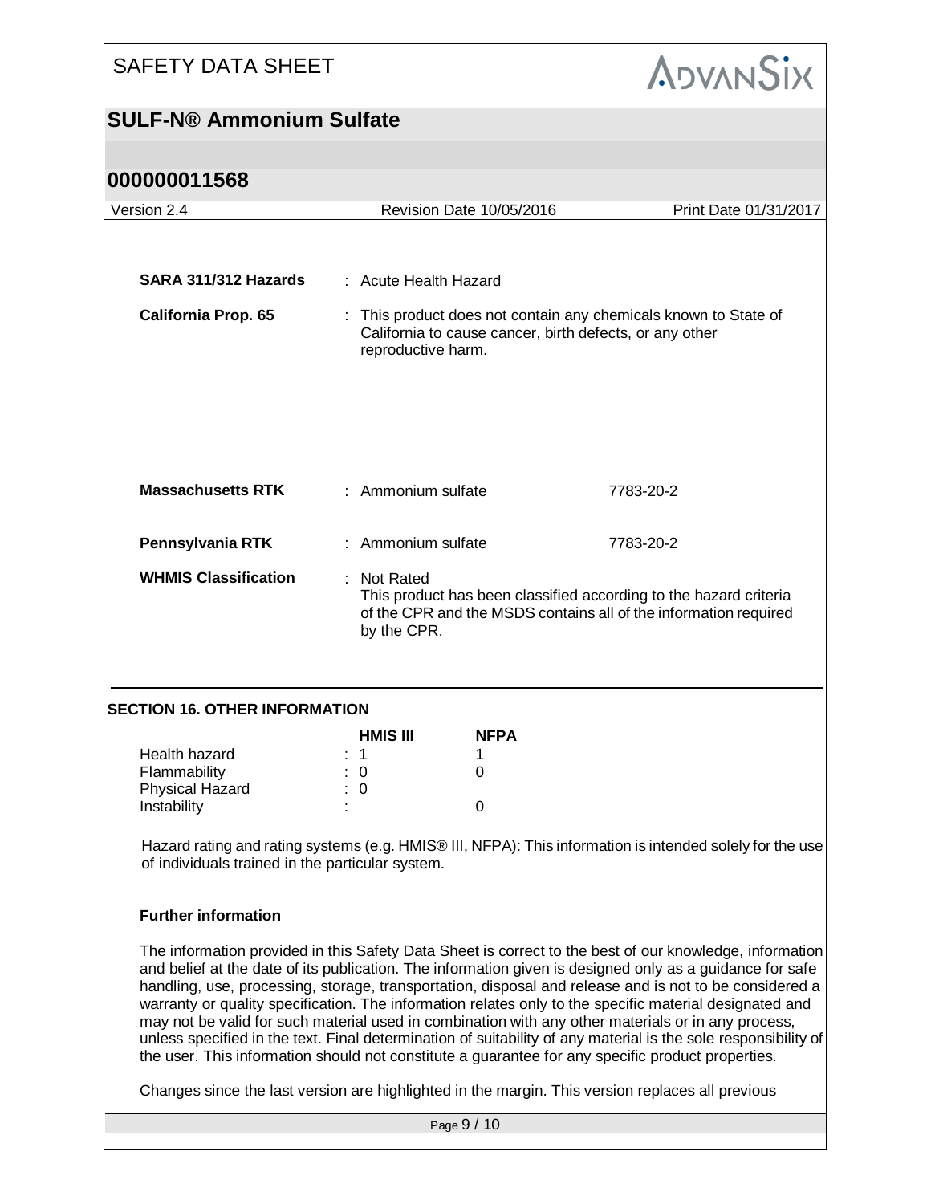| | | |
|---|---|---|
| **SARA 311/312 Hazards** | : Acute Health Hazard | |
| **California Prop. 65** | : This product does not contain any chemicals known to State of California to cause cancer, birth defects, or any other reproductive harm. | |
| **Massachusetts RTK** | : Ammonium sulfate | 7783-20-2 |
| **Pennsylvania RTK** | : Ammonium sulfate | 7783-20-2 |
| **WHMIS Classification** | : Not Rated<br>This product has been classified according to the hazard criteria of the CPR and the MSDS contains all of the information required by the CPR. | |

## SECTION 16. OTHER INFORMATION

| | HMIS III | NFPA |
|---|---|---|
| Health hazard | : 1 | 1 |
| Flammability | : 0 | 0 |
| Physical Hazard | : 0 | |
| Instability | : | 0 |

Hazard rating and rating systems (e.g. HMIS® III, NFPA): This information is intended solely for the use of individuals trained in the particular system.

**Further information**

The information provided in this Safety Data Sheet is correct to the best of our knowledge, information and belief at the date of its publication. The information given is designed only as a guidance for safe handling, use, processing, storage, transportation, disposal and release and is not to be considered a warranty or quality specification. The information relates only to the specific material designated and may not be valid for such material used in combination with any other materials or in any process, unless specified in the text. Final determination of suitability of any material is the sole responsibility of the user. This information should not constitute a guarantee for any specific product properties.

Changes since the last version are highlighted in the margin. This version replaces all previous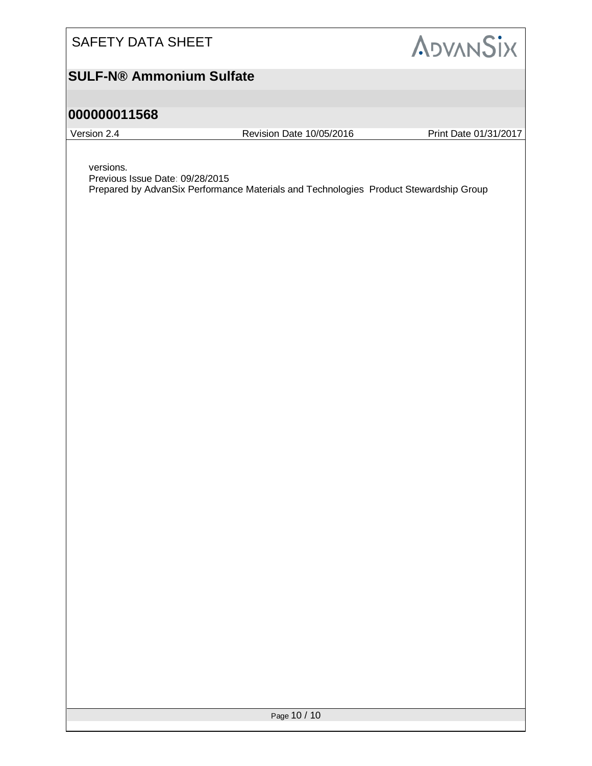versions.
Previous Issue Date: 09/28/2015
Prepared by AdvanSix Performance Materials and Technologies Product Stewardship Group